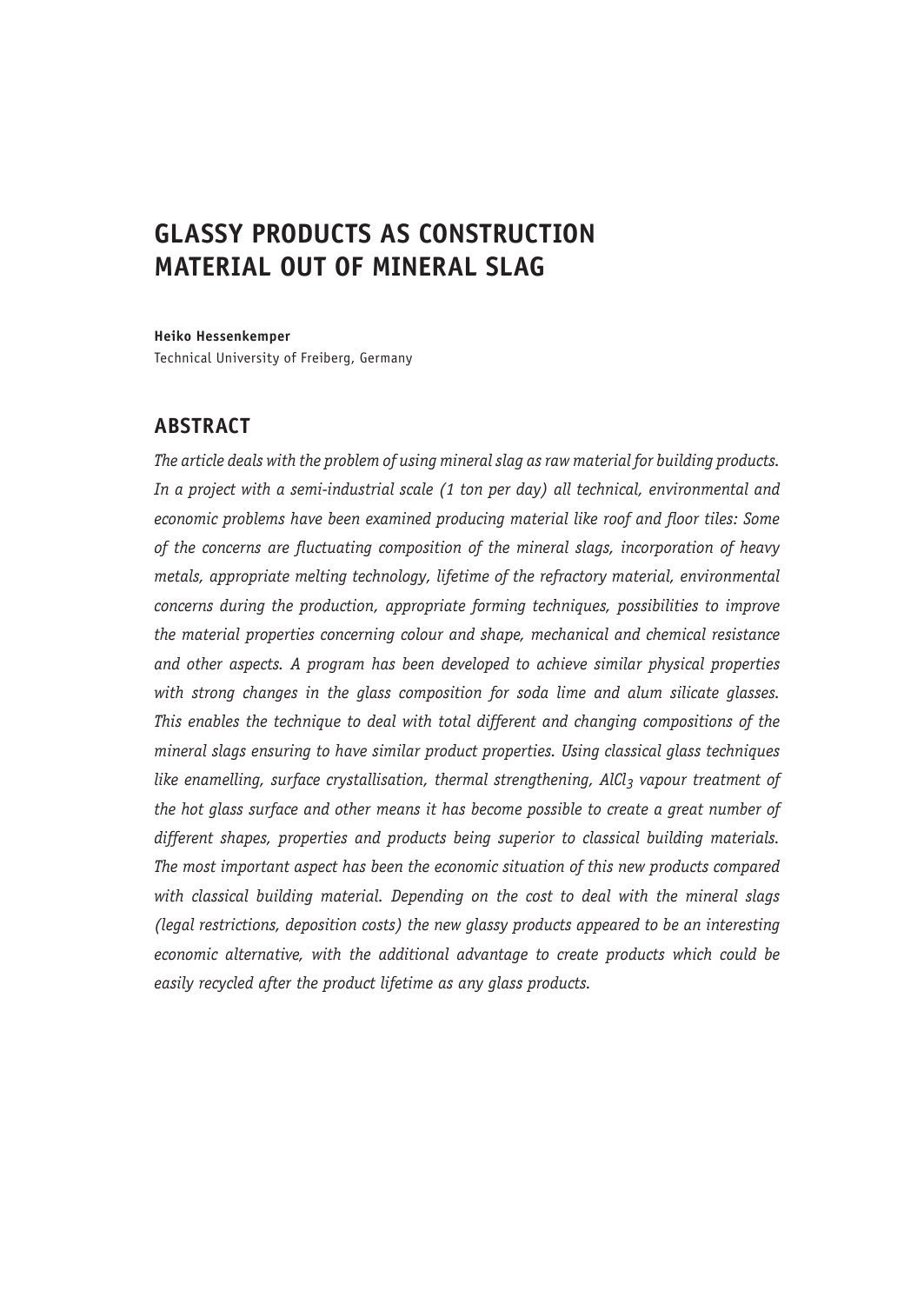# GLASSY PRODUCTS AS CONSTRUCTION MATERIAL OUT OF MINERAL SLAG

**Heiko Hessenkemper**
Technical University of Freiberg, Germany

## ABSTRACT

*The article deals with the problem of using mineral slag as raw material for building products. In a project with a semi-industrial scale (1 ton per day) all technical, environmental and economic problems have been examined producing material like roof and floor tiles: Some of the concerns are fluctuating composition of the mineral slags, incorporation of heavy metals, appropriate melting technology, lifetime of the refractory material, environmental concerns during the production, appropriate forming techniques, possibilities to improve the material properties concerning colour and shape, mechanical and chemical resistance and other aspects. A program has been developed to achieve similar physical properties with strong changes in the glass composition for soda lime and alum silicate glasses. This enables the technique to deal with total different and changing compositions of the mineral slags ensuring to have similar product properties. Using classical glass techniques like enamelling, surface crystallisation, thermal strengthening, $AlCl_3$ vapour treatment of the hot glass surface and other means it has become possible to create a great number of different shapes, properties and products being superior to classical building materials. The most important aspect has been the economic situation of this new products compared with classical building material. Depending on the cost to deal with the mineral slags (legal restrictions, deposition costs) the new glassy products appeared to be an interesting economic alternative, with the additional advantage to create products which could be easily recycled after the product lifetime as any glass products.*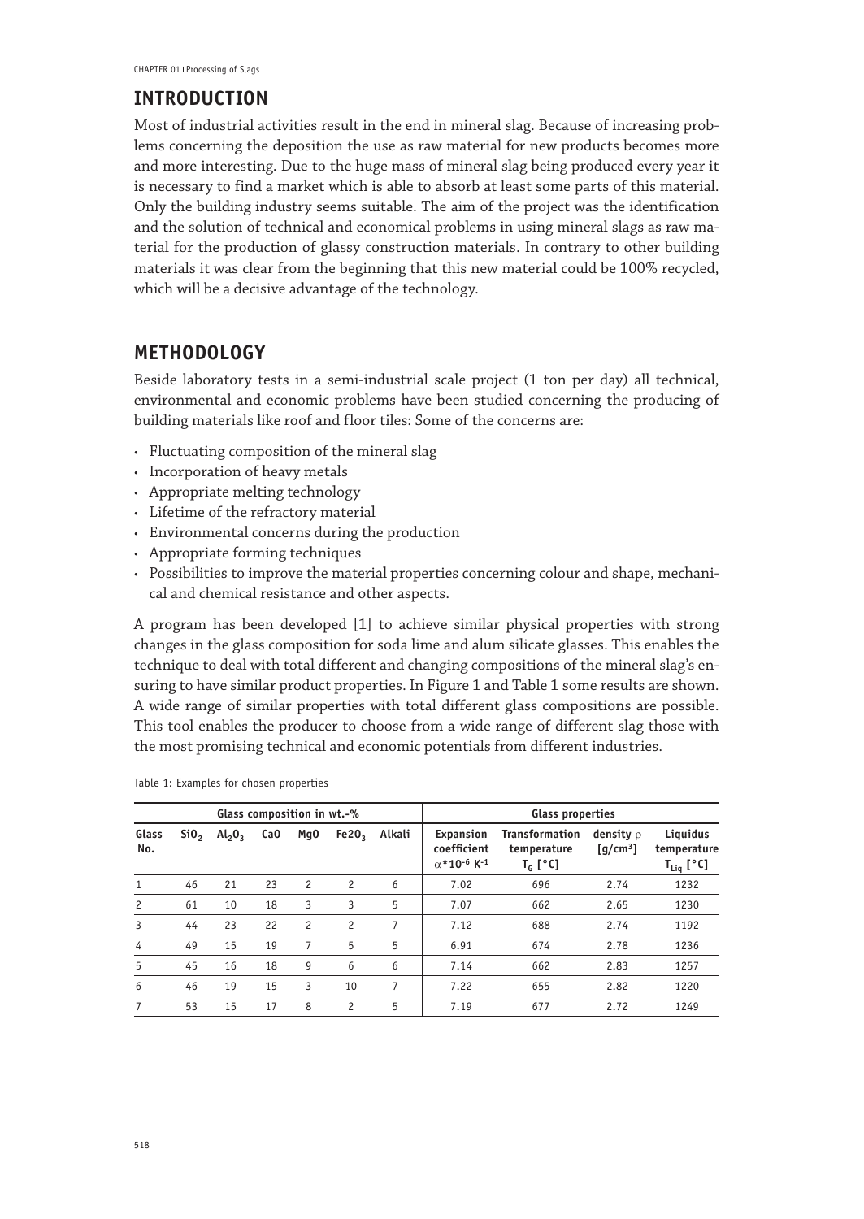## INTRODUCTION

Most of industrial activities result in the end in mineral slag. Because of increasing problems concerning the deposition the use as raw material for new products becomes more and more interesting. Due to the huge mass of mineral slag being produced every year it is necessary to find a market which is able to absorb at least some parts of this material. Only the building industry seems suitable. The aim of the project was the identification and the solution of technical and economical problems in using mineral slags as raw material for the production of glassy construction materials. In contrary to other building materials it was clear from the beginning that this new material could be 100% recycled, which will be a decisive advantage of the technology.

## METHODOLOGY

Beside laboratory tests in a semi-industrial scale project (1 ton per day) all technical, environmental and economic problems have been studied concerning the producing of building materials like roof and floor tiles: Some of the concerns are:

- Fluctuating composition of the mineral slag
- Incorporation of heavy metals
- Appropriate melting technology
- Lifetime of the refractory material
- Environmental concerns during the production
- Appropriate forming techniques
- Possibilities to improve the material properties concerning colour and shape, mechanical and chemical resistance and other aspects.

A program has been developed [1] to achieve similar physical properties with strong changes in the glass composition for soda lime and alum silicate glasses. This enables the technique to deal with total different and changing compositions of the mineral slag's ensuring to have similar product properties. In Figure 1 and Table 1 some results are shown. A wide range of similar properties with total different glass compositions are possible. This tool enables the producer to choose from a wide range of different slag those with the most promising technical and economic potentials from different industries.

Table 1: Examples for chosen properties

| Glass composition in wt.-% | | | | | | | Glass properties | | | |
|---|---|---|---|---|---|---|---|---|---|---|
| Glass No. | $SiO_2$ | $Al_2O_3$ | CaO | MgO | $Fe_2O_3$ | Alkali | Expansion coefficient $\alpha*10^{-6}\ K^{-1}$ | Transformation temperature $T_G$ [°C] | density $\rho$ [g/cm³] | Liquidus temperature $T_{Liq}$ [°C] |
| 1 | 46 | 21 | 23 | 2 | 2 | 6 | 7.02 | 696 | 2.74 | 1232 |
| 2 | 61 | 10 | 18 | 3 | 3 | 5 | 7.07 | 662 | 2.65 | 1230 |
| 3 | 44 | 23 | 22 | 2 | 2 | 7 | 7.12 | 688 | 2.74 | 1192 |
| 4 | 49 | 15 | 19 | 7 | 5 | 5 | 6.91 | 674 | 2.78 | 1236 |
| 5 | 45 | 16 | 18 | 9 | 6 | 6 | 7.14 | 662 | 2.83 | 1257 |
| 6 | 46 | 19 | 15 | 3 | 10 | 7 | 7.22 | 655 | 2.82 | 1220 |
| 7 | 53 | 15 | 17 | 8 | 2 | 5 | 7.19 | 677 | 2.72 | 1249 |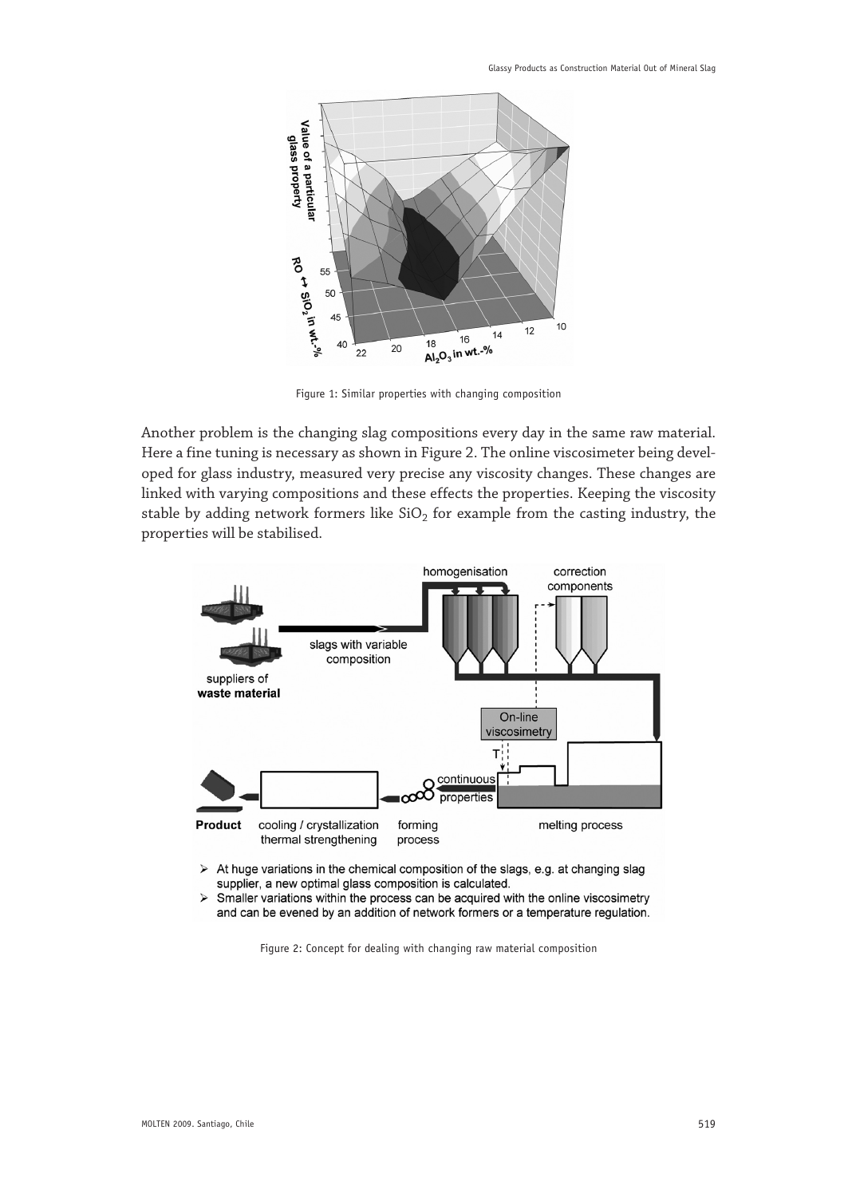Figure 1: Similar properties with changing composition

Another problem is the changing slag compositions every day in the same raw material. Here a fine tuning is necessary as shown in Figure 2. The online viscosimeter being developed for glass industry, measured very precise any viscosity changes. These changes are linked with varying compositions and these effects the properties. Keeping the viscosity stable by adding network formers like $SiO_2$ for example from the casting industry, the properties will be stabilised.

- At huge variations in the chemical composition of the slags, e.g. at changing slag supplier, a new optimal glass composition is calculated.
- Smaller variations within the process can be acquired with the online viscosimetry and can be evened by an addition of network formers or a temperature regulation.

Figure 2: Concept for dealing with changing raw material composition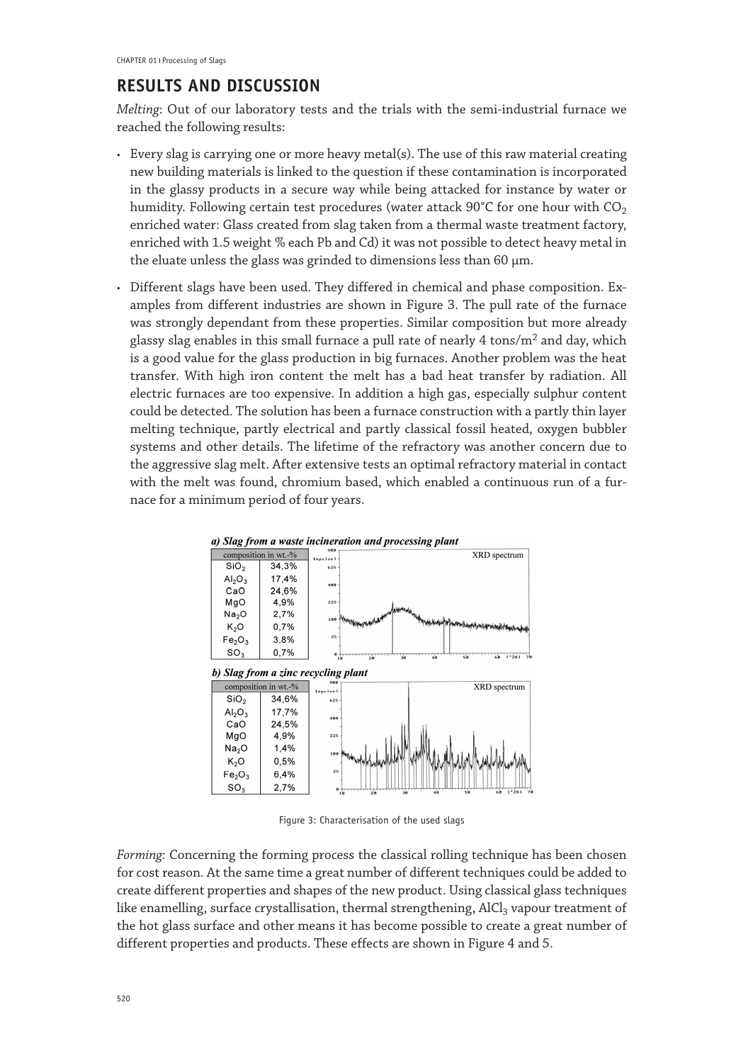## RESULTS AND DISCUSSION

*Melting*: Out of our laboratory tests and the trials with the semi-industrial furnace we reached the following results:

- Every slag is carrying one or more heavy metal(s). The use of this raw material creating new building materials is linked to the question if these contamination is incorporated in the glassy products in a secure way while being attacked for instance by water or humidity. Following certain test procedures (water attack 90°C for one hour with $CO_2$ enriched water: Glass created from slag taken from a thermal waste treatment factory, enriched with 1.5 weight % each Pb and Cd) it was not possible to detect heavy metal in the eluate unless the glass was grinded to dimensions less than 60 µm.
- Different slags have been used. They differed in chemical and phase composition. Examples from different industries are shown in Figure 3. The pull rate of the furnace was strongly dependant from these properties. Similar composition but more already glassy slag enables in this small furnace a pull rate of nearly 4 tons/m$^2$ and day, which is a good value for the glass production in big furnaces. Another problem was the heat transfer. With high iron content the melt has a bad heat transfer by radiation. All electric furnaces are too expensive. In addition a high gas, especially sulphur content could be detected. The solution has been a furnace construction with a partly thin layer melting technique, partly electrical and partly classical fossil heated, oxygen bubbler systems and other details. The lifetime of the refractory was another concern due to the aggressive slag melt. After extensive tests an optimal refractory material in contact with the melt was found, chromium based, which enabled a continuous run of a furnace for a minimum period of four years.

***a) Slag from a waste incineration and processing plant***

| composition in wt.-% | |
|---|---|
| $SiO_2$ | 34,3% |
| $Al_2O_3$ | 17,4% |
| CaO | 24,6% |
| MgO | 4,9% |
| $Na_2O$ | 2,7% |
| $K_2O$ | 0,7% |
| $Fe_2O_3$ | 3,8% |
| $SO_3$ | 0,7% |

XRD spectrum

***b) Slag from a zinc recycling plant***

| composition in wt.-% | |
|---|---|
| $SiO_2$ | 34,6% |
| $Al_2O_3$ | 17,7% |
| CaO | 24,5% |
| MgO | 4,9% |
| $Na_2O$ | 1,4% |
| $K_2O$ | 0,5% |
| $Fe_2O_3$ | 6,4% |
| $SO_3$ | 2,7% |

XRD spectrum

Figure 3: Characterisation of the used slags

*Forming*: Concerning the forming process the classical rolling technique has been chosen for cost reason. At the same time a great number of different techniques could be added to create different properties and shapes of the new product. Using classical glass techniques like enamelling, surface crystallisation, thermal strengthening, $AlCl_3$ vapour treatment of the hot glass surface and other means it has become possible to create a great number of different properties and products. These effects are shown in Figure 4 and 5.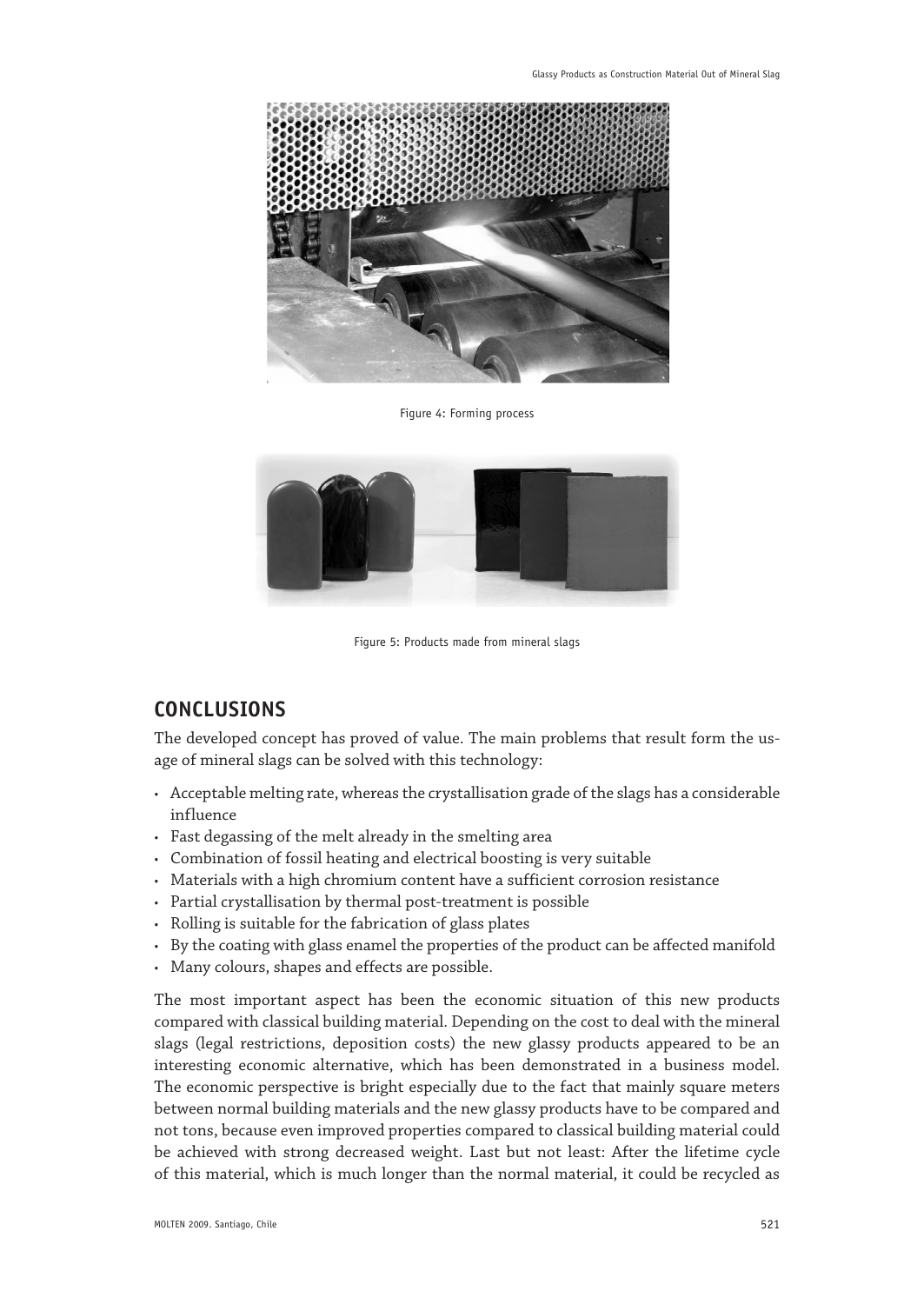Figure 4: Forming process

Figure 5: Products made from mineral slags

## CONCLUSIONS

The developed concept has proved of value. The main problems that result form the usage of mineral slags can be solved with this technology:

- Acceptable melting rate, whereas the crystallisation grade of the slags has a considerable influence
- Fast degassing of the melt already in the smelting area
- Combination of fossil heating and electrical boosting is very suitable
- Materials with a high chromium content have a sufficient corrosion resistance
- Partial crystallisation by thermal post-treatment is possible
- Rolling is suitable for the fabrication of glass plates
- By the coating with glass enamel the properties of the product can be affected manifold
- Many colours, shapes and effects are possible.

The most important aspect has been the economic situation of this new products compared with classical building material. Depending on the cost to deal with the mineral slags (legal restrictions, deposition costs) the new glassy products appeared to be an interesting economic alternative, which has been demonstrated in a business model. The economic perspective is bright especially due to the fact that mainly square meters between normal building materials and the new glassy products have to be compared and not tons, because even improved properties compared to classical building material could be achieved with strong decreased weight. Last but not least: After the lifetime cycle of this material, which is much longer than the normal material, it could be recycled as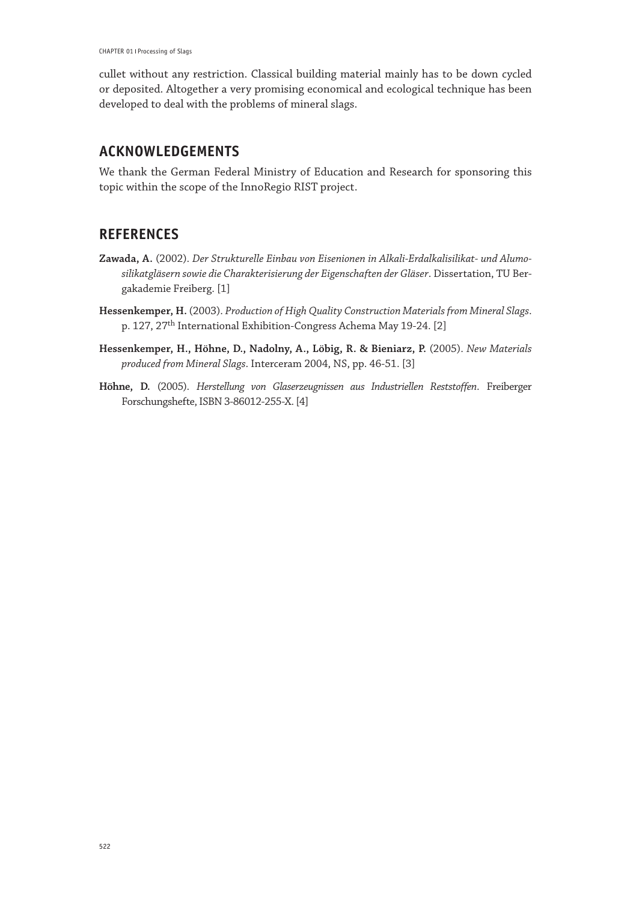cullet without any restriction. Classical building material mainly has to be down cycled or deposited. Altogether a very promising economical and ecological technique has been developed to deal with the problems of mineral slags.

## ACKNOWLEDGEMENTS

We thank the German Federal Ministry of Education and Research for sponsoring this topic within the scope of the InnoRegio RIST project.

## REFERENCES

**Zawada, A.** (2002). *Der Strukturelle Einbau von Eisenionen in Alkali-Erdalkalisilikat- und Alumosilikatgläsern sowie die Charakterisierung der Eigenschaften der Gläser*. Dissertation, TU Bergakademie Freiberg. [1]

**Hessenkemper, H.** (2003). *Production of High Quality Construction Materials from Mineral Slags*. p. 127, 27th International Exhibition-Congress Achema May 19-24. [2]

**Hessenkemper, H., Höhne, D., Nadolny, A., Löbig, R. & Bieniarz, P.** (2005). *New Materials produced from Mineral Slags*. Interceram 2004, NS, pp. 46-51. [3]

**Höhne, D.** (2005). *Herstellung von Glaserzeugnissen aus Industriellen Reststoffen*. Freiberger Forschungshefte, ISBN 3-86012-255-X. [4]